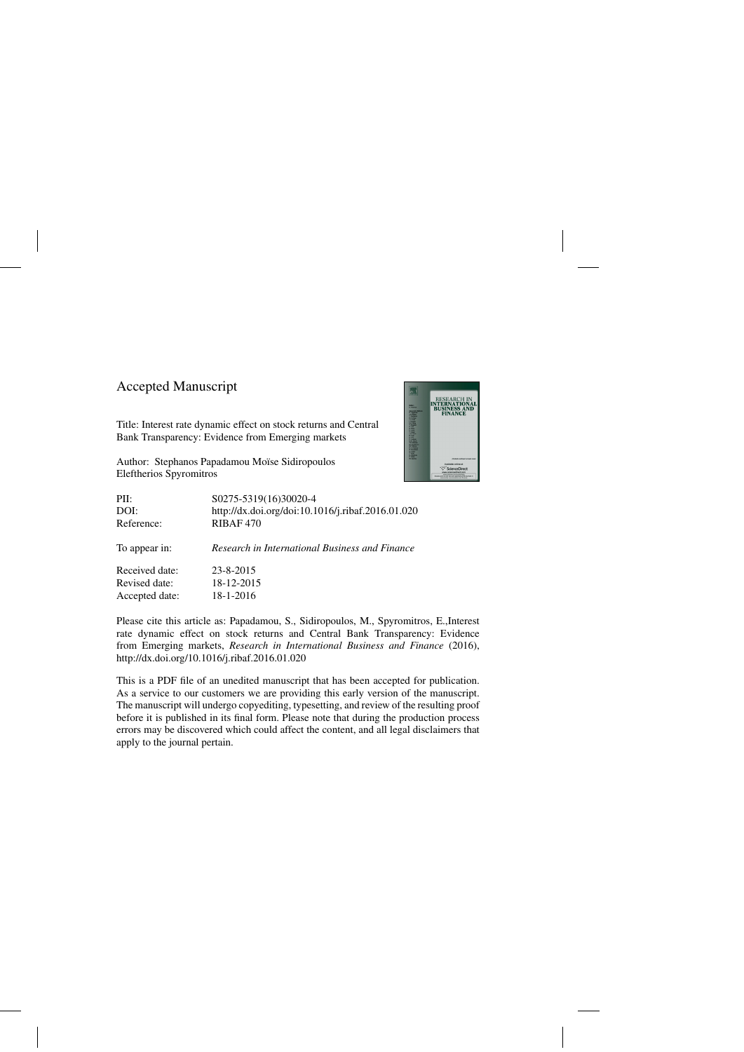# Accepted Manuscript

Title: Interest rate dynamic effect on stock returns and Central Bank Transparency: Evidence from Emerging markets

Author: Stephanos Papadamou Moïse Sidiropoulos Eleftherios Spyromitros

| | |
|---|---|
| PII: | S0275-5319(16)30020-4 |
| DOI: | http://dx.doi.org/doi:10.1016/j.ribaf.2016.01.020 |
| Reference: | RIBAF 470 |
| To appear in: | *Research in International Business and Finance* |
| Received date: | 23-8-2015 |
| Revised date: | 18-12-2015 |
| Accepted date: | 18-1-2016 |

Please cite this article as: Papadamou, S., Sidiropoulos, M., Spyromitros, E.,Interest rate dynamic effect on stock returns and Central Bank Transparency: Evidence from Emerging markets, *Research in International Business and Finance* (2016), http://dx.doi.org/10.1016/j.ribaf.2016.01.020

This is a PDF file of an unedited manuscript that has been accepted for publication. As a service to our customers we are providing this early version of the manuscript. The manuscript will undergo copyediting, typesetting, and review of the resulting proof before it is published in its final form. Please note that during the production process errors may be discovered which could affect the content, and all legal disclaimers that apply to the journal pertain.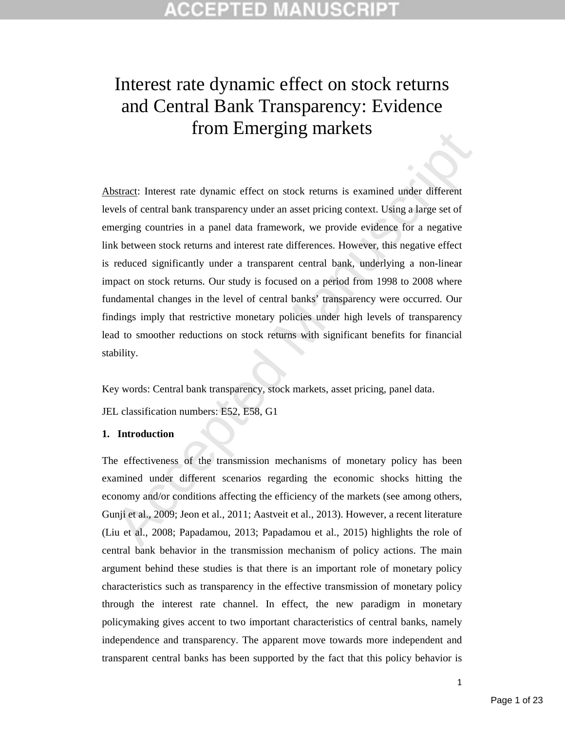# Interest rate dynamic effect on stock returns and Central Bank Transparency: Evidence from Emerging markets

Abstract: Interest rate dynamic effect on stock returns is examined under different levels of central bank transparency under an asset pricing context. Using a large set of emerging countries in a panel data framework, we provide evidence for a negative link between stock returns and interest rate differences. However, this negative effect is reduced significantly under a transparent central bank, underlying a non-linear impact on stock returns. Our study is focused on a period from 1998 to 2008 where fundamental changes in the level of central banks' transparency were occurred. Our findings imply that restrictive monetary policies under high levels of transparency lead to smoother reductions on stock returns with significant benefits for financial stability.

Key words: Central bank transparency, stock markets, asset pricing, panel data.

JEL classification numbers: E52, E58, G1

## 1. Introduction

The effectiveness of the transmission mechanisms of monetary policy has been examined under different scenarios regarding the economic shocks hitting the economy and/or conditions affecting the efficiency of the markets (see among others, Gunji et al., 2009; Jeon et al., 2011; Aastveit et al., 2013). However, a recent literature (Liu et al., 2008; Papadamou, 2013; Papadamou et al., 2015) highlights the role of central bank behavior in the transmission mechanism of policy actions. The main argument behind these studies is that there is an important role of monetary policy characteristics such as transparency in the effective transmission of monetary policy through the interest rate channel. In effect, the new paradigm in monetary policymaking gives accent to two important characteristics of central banks, namely independence and transparency. The apparent move towards more independent and transparent central banks has been supported by the fact that this policy behavior is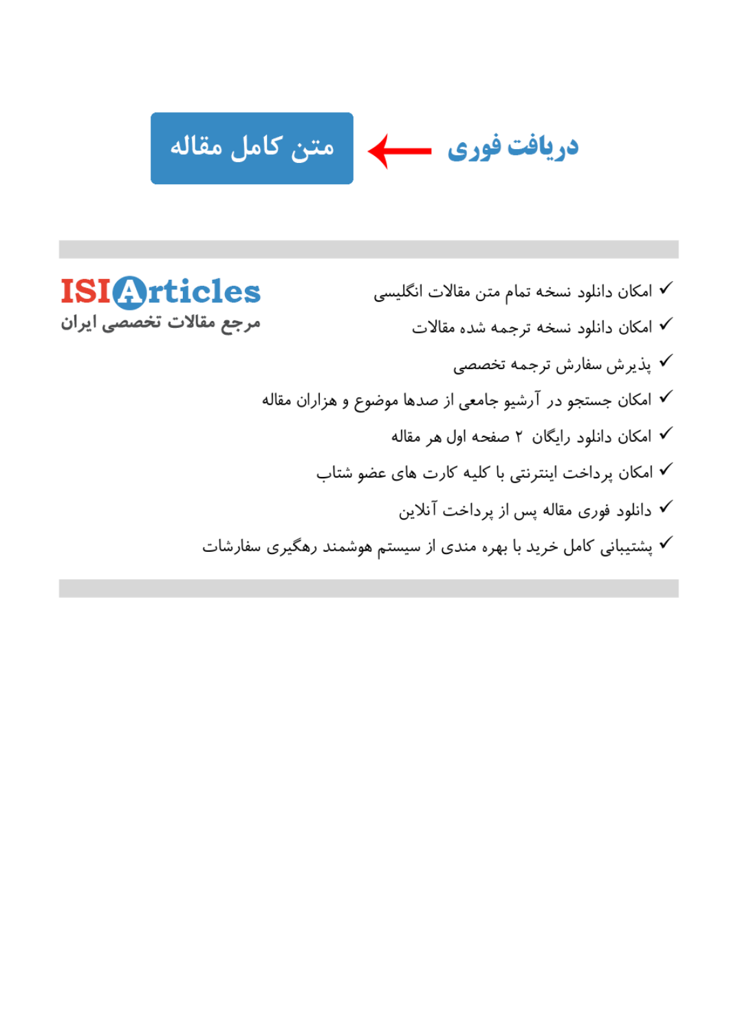دریافت فوری ← متن کامل مقاله

**ISIArticles**
مرجع مقالات تخصصی ایران

- ✓ امکان دانلود نسخه تمام متن مقالات انگلیسی
- ✓ امکان دانلود نسخه ترجمه شده مقالات
- ✓ پذیرش سفارش ترجمه تخصصی
- ✓ امکان جستجو در آرشیو جامعی از صدها موضوع و هزاران مقاله
- ✓ امکان دانلود رایگان ۲ صفحه اول هر مقاله
- ✓ امکان پرداخت اینترنتی با کلیه کارت های عضو شتاب
- ✓ دانلود فوری مقاله پس از پرداخت آنلاین
- ✓ پشتیبانی کامل خرید با بهره مندی از سیستم هوشمند رهگیری سفارشات